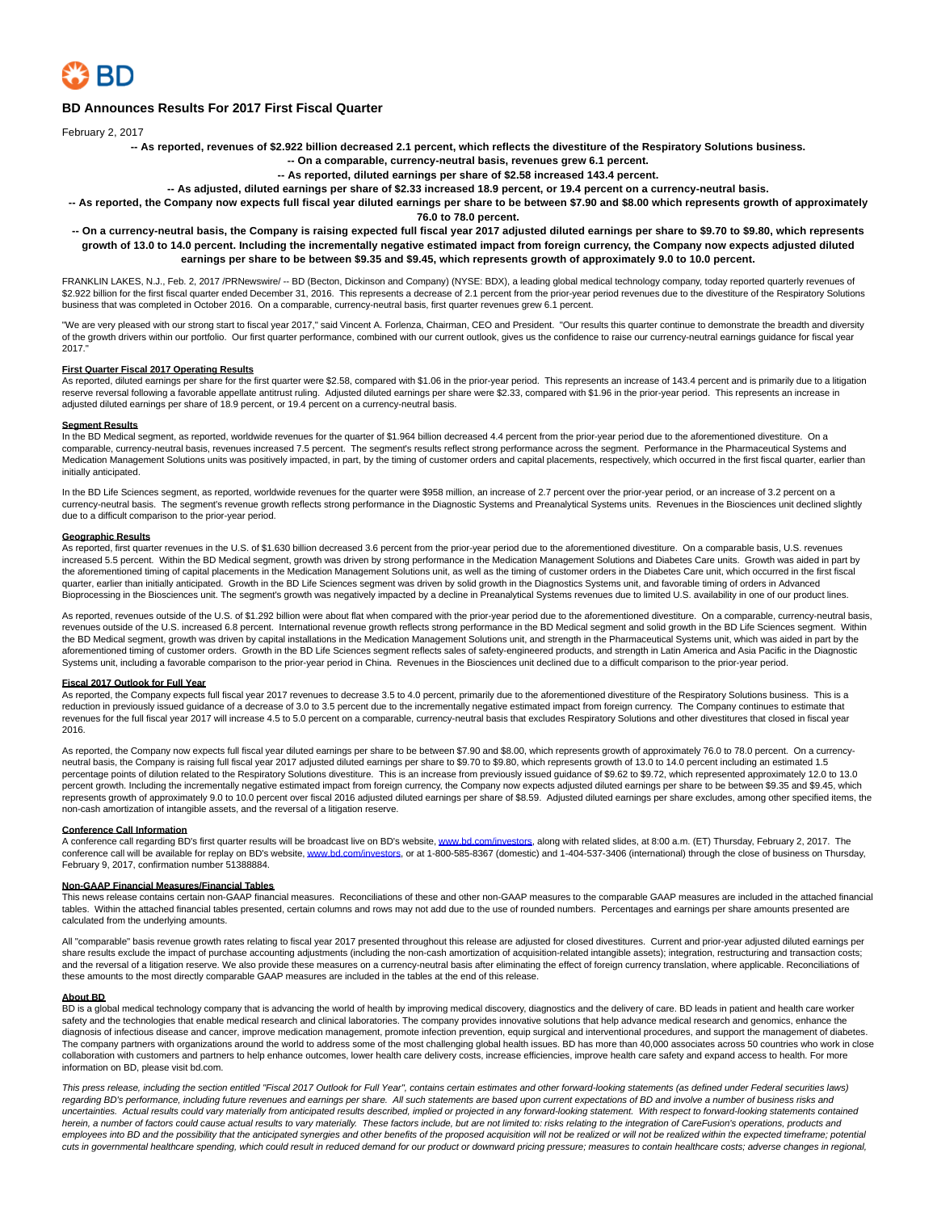# BD Announces Results For 2017 First Fiscal Quarter

February 2, 2017

**-- As reported, revenues of $2.922 billion decreased 2.1 percent, which reflects the divestiture of the Respiratory Solutions business.**

**-- On a comparable, currency-neutral basis, revenues grew 6.1 percent.**

**-- As reported, diluted earnings per share of $2.58 increased 143.4 percent.**

**-- As adjusted, diluted earnings per share of $2.33 increased 18.9 percent, or 19.4 percent on a currency-neutral basis.**

**-- As reported, the Company now expects full fiscal year diluted earnings per share to be between $7.90 and $8.00 which represents growth of approximately 76.0 to 78.0 percent.**

**-- On a currency-neutral basis, the Company is raising expected full fiscal year 2017 adjusted diluted earnings per share to $9.70 to $9.80, which represents growth of 13.0 to 14.0 percent. Including the incrementally negative estimated impact from foreign currency, the Company now expects adjusted diluted earnings per share to be between $9.35 and $9.45, which represents growth of approximately 9.0 to 10.0 percent.**

FRANKLIN LAKES, N.J., Feb. 2, 2017 /PRNewswire/ -- BD (Becton, Dickinson and Company) (NYSE: BDX), a leading global medical technology company, today reported quarterly revenues of $2.922 billion for the first fiscal quarter ended December 31, 2016. This represents a decrease of 2.1 percent from the prior-year period revenues due to the divestiture of the Respiratory Solutions business that was completed in October 2016. On a comparable, currency-neutral basis, first quarter revenues grew 6.1 percent.

"We are very pleased with our strong start to fiscal year 2017," said Vincent A. Forlenza, Chairman, CEO and President. "Our results this quarter continue to demonstrate the breadth and diversity of the growth drivers within our portfolio. Our first quarter performance, combined with our current outlook, gives us the confidence to raise our currency-neutral earnings guidance for fiscal year 2017."

**First Quarter Fiscal 2017 Operating Results**

As reported, diluted earnings per share for the first quarter were $2.58, compared with $1.06 in the prior-year period. This represents an increase of 143.4 percent and is primarily due to a litigation reserve reversal following a favorable appellate antitrust ruling. Adjusted diluted earnings per share were $2.33, compared with $1.96 in the prior-year period. This represents an increase in adjusted diluted earnings per share of 18.9 percent, or 19.4 percent on a currency-neutral basis.

**Segment Results**

In the BD Medical segment, as reported, worldwide revenues for the quarter of $1.964 billion decreased 4.4 percent from the prior-year period due to the aforementioned divestiture. On a comparable, currency-neutral basis, revenues increased 7.5 percent. The segment's results reflect strong performance across the segment. Performance in the Pharmaceutical Systems and Medication Management Solutions units was positively impacted, in part, by the timing of customer orders and capital placements, respectively, which occurred in the first fiscal quarter, earlier than initially anticipated.

In the BD Life Sciences segment, as reported, worldwide revenues for the quarter were $958 million, an increase of 2.7 percent over the prior-year period, or an increase of 3.2 percent on a currency-neutral basis. The segment's revenue growth reflects strong performance in the Diagnostic Systems and Preanalytical Systems units. Revenues in the Biosciences unit declined slightly due to a difficult comparison to the prior-year period.

**Geographic Results**

As reported, first quarter revenues in the U.S. of $1.630 billion decreased 3.6 percent from the prior-year period due to the aforementioned divestiture. On a comparable basis, U.S. revenues increased 5.5 percent. Within the BD Medical segment, growth was driven by strong performance in the Medication Management Solutions and Diabetes Care units. Growth was aided in part by the aforementioned timing of capital placements in the Medication Management Solutions unit, as well as the timing of customer orders in the Diabetes Care unit, which occurred in the first fiscal quarter, earlier than initially anticipated. Growth in the BD Life Sciences segment was driven by solid growth in the Diagnostics Systems unit, and favorable timing of orders in Advanced Bioprocessing in the Biosciences unit. The segment's growth was negatively impacted by a decline in Preanalytical Systems revenues due to limited U.S. availability in one of our product lines.

As reported, revenues outside of the U.S. of $1.292 billion were about flat when compared with the prior-year period due to the aforementioned divestiture. On a comparable, currency-neutral basis, revenues outside of the U.S. increased 6.8 percent. International revenue growth reflects strong performance in the BD Medical segment and solid growth in the BD Life Sciences segment. Within the BD Medical segment, growth was driven by capital installations in the Medication Management Solutions unit, and strength in the Pharmaceutical Systems unit, which was aided in part by the aforementioned timing of customer orders. Growth in the BD Life Sciences segment reflects sales of safety-engineered products, and strength in Latin America and Asia Pacific in the Diagnostic Systems unit, including a favorable comparison to the prior-year period in China. Revenues in the Biosciences unit declined due to a difficult comparison to the prior-year period.

**Fiscal 2017 Outlook for Full Year**

As reported, the Company expects full fiscal year 2017 revenues to decrease 3.5 to 4.0 percent, primarily due to the aforementioned divestiture of the Respiratory Solutions business. This is a reduction in previously issued guidance of a decrease of 3.0 to 3.5 percent due to the incrementally negative estimated impact from foreign currency. The Company continues to estimate that revenues for the full fiscal year 2017 will increase 4.5 to 5.0 percent on a comparable, currency-neutral basis that excludes Respiratory Solutions and other divestitures that closed in fiscal year 2016.

As reported, the Company now expects full fiscal year diluted earnings per share to be between $7.90 and $8.00, which represents growth of approximately 76.0 to 78.0 percent. On a currency-neutral basis, the Company is raising full fiscal year 2017 adjusted diluted earnings per share to $9.70 to $9.80, which represents growth of 13.0 to 14.0 percent including an estimated 1.5 percentage points of dilution related to the Respiratory Solutions divestiture. This is an increase from previously issued guidance of $9.62 to $9.72, which represented approximately 12.0 to 13.0 percent growth. Including the incrementally negative estimated impact from foreign currency, the Company now expects adjusted diluted earnings per share to be between $9.35 and $9.45, which represents growth of approximately 9.0 to 10.0 percent over fiscal 2016 adjusted diluted earnings per share of $8.59. Adjusted diluted earnings per share excludes, among other specified items, the non-cash amortization of intangible assets, and the reversal of a litigation reserve.

**Conference Call Information**

A conference call regarding BD's first quarter results will be broadcast live on BD's website, www.bd.com/investors, along with related slides, at 8:00 a.m. (ET) Thursday, February 2, 2017. The conference call will be available for replay on BD's website, www.bd.com/investors, or at 1-800-585-8367 (domestic) and 1-404-537-3406 (international) through the close of business on Thursday, February 9, 2017, confirmation number 51388884.

**Non-GAAP Financial Measures/Financial Tables**

This news release contains certain non-GAAP financial measures. Reconciliations of these and other non-GAAP measures to the comparable GAAP measures are included in the attached financial tables. Within the attached financial tables presented, certain columns and rows may not add due to the use of rounded numbers. Percentages and earnings per share amounts presented are calculated from the underlying amounts.

All "comparable" basis revenue growth rates relating to fiscal year 2017 presented throughout this release are adjusted for closed divestitures. Current and prior-year adjusted diluted earnings per share results exclude the impact of purchase accounting adjustments (including the non-cash amortization of acquisition-related intangible assets); integration, restructuring and transaction costs; and the reversal of a litigation reserve. We also provide these measures on a currency-neutral basis after eliminating the effect of foreign currency translation, where applicable. Reconciliations of these amounts to the most directly comparable GAAP measures are included in the tables at the end of this release.

**About BD**

BD is a global medical technology company that is advancing the world of health by improving medical discovery, diagnostics and the delivery of care. BD leads in patient and health care worker safety and the technologies that enable medical research and clinical laboratories. The company provides innovative solutions that help advance medical research and genomics, enhance the diagnosis of infectious disease and cancer, improve medication management, promote infection prevention, equip surgical and interventional procedures, and support the management of diabetes. The company partners with organizations around the world to address some of the most challenging global health issues. BD has more than 40,000 associates across 50 countries who work in close collaboration with customers and partners to help enhance outcomes, lower health care delivery costs, increase efficiencies, improve health care safety and expand access to health. For more information on BD, please visit bd.com.

*This press release, including the section entitled "Fiscal 2017 Outlook for Full Year", contains certain estimates and other forward-looking statements (as defined under Federal securities laws) regarding BD's performance, including future revenues and earnings per share. All such statements are based upon current expectations of BD and involve a number of business risks and uncertainties. Actual results could vary materially from anticipated results described, implied or projected in any forward-looking statement. With respect to forward-looking statements contained herein, a number of factors could cause actual results to vary materially. These factors include, but are not limited to: risks relating to the integration of CareFusion's operations, products and employees into BD and the possibility that the anticipated synergies and other benefits of the proposed acquisition will not be realized or will not be realized within the expected timeframe; potential cuts in governmental healthcare spending, which could result in reduced demand for our product or downward pricing pressure; measures to contain healthcare costs; adverse changes in regional,*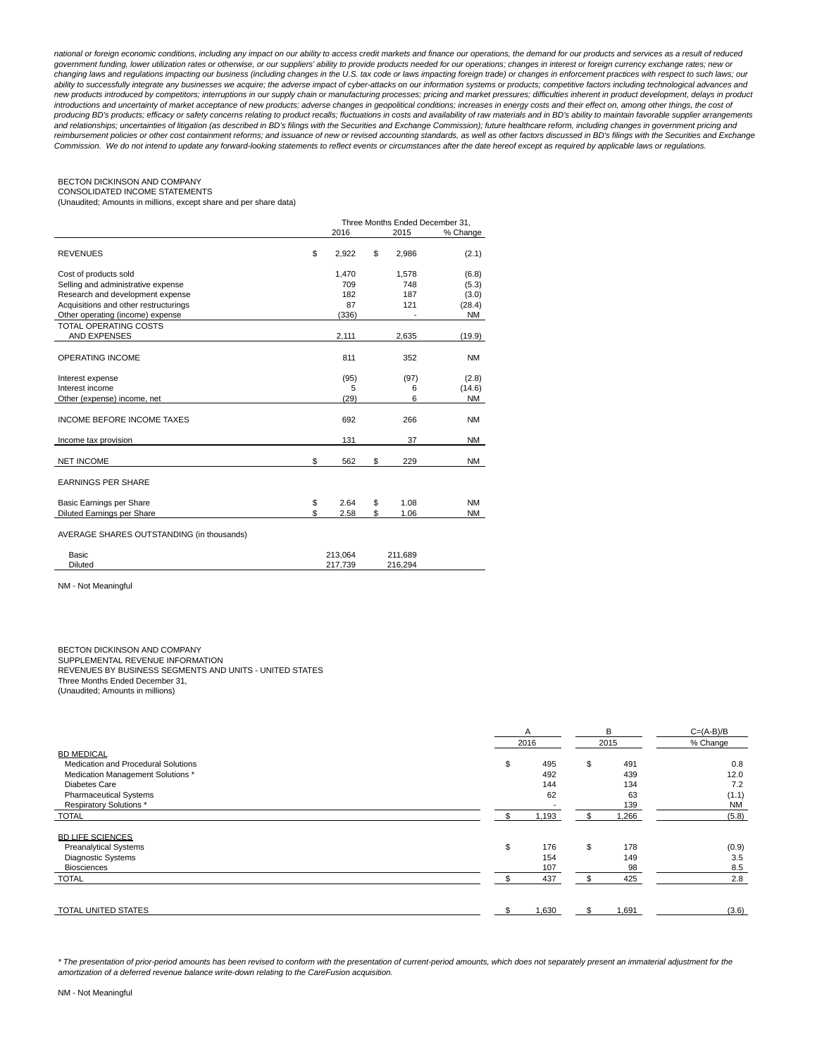*national or foreign economic conditions, including any impact on our ability to access credit markets and finance our operations, the demand for our products and services as a result of reduced government funding, lower utilization rates or otherwise, or our suppliers' ability to provide products needed for our operations; changes in interest or foreign currency exchange rates; new or changing laws and regulations impacting our business (including changes in the U.S. tax code or laws impacting foreign trade) or changes in enforcement practices with respect to such laws; our ability to successfully integrate any businesses we acquire; the adverse impact of cyber-attacks on our information systems or products; competitive factors including technological advances and new products introduced by competitors; interruptions in our supply chain or manufacturing processes; pricing and market pressures; difficulties inherent in product development, delays in product introductions and uncertainty of market acceptance of new products; adverse changes in geopolitical conditions; increases in energy costs and their effect on, among other things, the cost of producing BD's products; efficacy or safety concerns relating to product recalls; fluctuations in costs and availability of raw materials and in BD's ability to maintain favorable supplier arrangements and relationships; uncertainties of litigation (as described in BD's filings with the Securities and Exchange Commission); future healthcare reform, including changes in government pricing and reimbursement policies or other cost containment reforms; and issuance of new or revised accounting standards, as well as other factors discussed in BD's filings with the Securities and Exchange Commission. We do not intend to update any forward-looking statements to reflect events or circumstances after the date hereof except as required by applicable laws or regulations.*

BECTON DICKINSON AND COMPANY
CONSOLIDATED INCOME STATEMENTS
(Unaudited; Amounts in millions, except share and per share data)

| | Three Months Ended December 31, | | |
|---|---|---|---|
| | 2016 | 2015 | % Change |
| REVENUES | $ 2,922 | $ 2,986 | (2.1) |
| Cost of products sold | 1,470 | 1,578 | (6.8) |
| Selling and administrative expense | 709 | 748 | (5.3) |
| Research and development expense | 182 | 187 | (3.0) |
| Acquisitions and other restructurings | 87 | 121 | (28.4) |
| Other operating (income) expense | (336) | - | NM |
| TOTAL OPERATING COSTS AND EXPENSES | 2,111 | 2,635 | (19.9) |
| OPERATING INCOME | 811 | 352 | NM |
| Interest expense | (95) | (97) | (2.8) |
| Interest income | 5 | 6 | (14.6) |
| Other (expense) income, net | (29) | 6 | NM |
| INCOME BEFORE INCOME TAXES | 692 | 266 | NM |
| Income tax provision | 131 | 37 | NM |
| NET INCOME | $ 562 | $ 229 | NM |
| EARNINGS PER SHARE | | | |
| Basic Earnings per Share | $ 2.64 | $ 1.08 | NM |
| Diluted Earnings per Share | $ 2.58 | $ 1.06 | NM |
| AVERAGE SHARES OUTSTANDING (in thousands) | | | |
| Basic | 213,064 | 211,689 | |
| Diluted | 217,739 | 216,294 | |

NM - Not Meaningful

BECTON DICKINSON AND COMPANY
SUPPLEMENTAL REVENUE INFORMATION
REVENUES BY BUSINESS SEGMENTS AND UNITS - UNITED STATES
Three Months Ended December 31,
(Unaudited; Amounts in millions)

| | A | B | C=(A-B)/B |
|---|---|---|---|
| | 2016 | 2015 | % Change |
| BD MEDICAL | | | |
| Medication and Procedural Solutions | $ 495 | $ 491 | 0.8 |
| Medication Management Solutions * | 492 | 439 | 12.0 |
| Diabetes Care | 144 | 134 | 7.2 |
| Pharmaceutical Systems | 62 | 63 | (1.1) |
| Respiratory Solutions * | - | 139 | NM |
| TOTAL | $ 1,193 | $ 1,266 | (5.8) |
| BD LIFE SCIENCES | | | |
| Preanalytical Systems | $ 176 | $ 178 | (0.9) |
| Diagnostic Systems | 154 | 149 | 3.5 |
| Biosciences | 107 | 98 | 8.5 |
| TOTAL | $ 437 | $ 425 | 2.8 |
| TOTAL UNITED STATES | $ 1,630 | $ 1,691 | (3.6) |

*\* The presentation of prior-period amounts has been revised to conform with the presentation of current-period amounts, which does not separately present an immaterial adjustment for the amortization of a deferred revenue balance write-down relating to the CareFusion acquisition.*

NM - Not Meaningful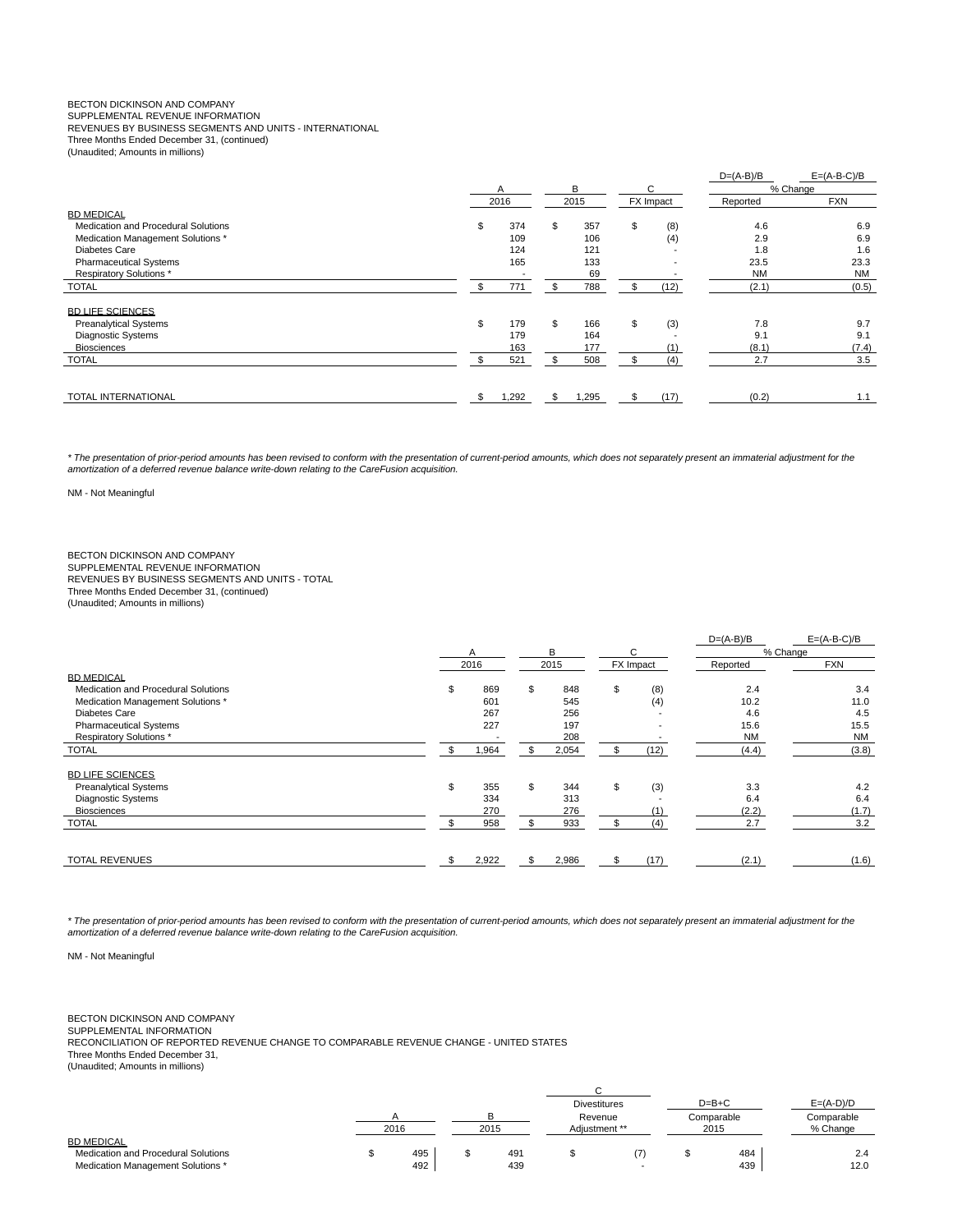BECTON DICKINSON AND COMPANY
SUPPLEMENTAL REVENUE INFORMATION
REVENUES BY BUSINESS SEGMENTS AND UNITS - INTERNATIONAL
Three Months Ended December 31, (continued)
(Unaudited; Amounts in millions)

| | A | B | C | D=(A-B)/B | E=(A-B-C)/B |
|---|---|---|---|---|---|
| | | | | % Change | |
| | 2016 | 2015 | FX Impact | Reported | FXN |
| **BD MEDICAL** | | | | | |
| Medication and Procedural Solutions | $ 374 | $ 357 | $ (8) | 4.6 | 6.9 |
| Medication Management Solutions * | 109 | 106 | (4) | 2.9 | 6.9 |
| Diabetes Care | 124 | 121 | - | 1.8 | 1.6 |
| Pharmaceutical Systems | 165 | 133 | - | 23.5 | 23.3 |
| Respiratory Solutions * | - | 69 | - | NM | NM |
| TOTAL | $ 771 | $ 788 | $ (12) | (2.1) | (0.5) |
| **BD LIFE SCIENCES** | | | | | |
| Preanalytical Systems | $ 179 | $ 166 | $ (3) | 7.8 | 9.7 |
| Diagnostic Systems | 179 | 164 | - | 9.1 | 9.1 |
| Biosciences | 163 | 177 | (1) | (8.1) | (7.4) |
| TOTAL | $ 521 | $ 508 | $ (4) | 2.7 | 3.5 |
| TOTAL INTERNATIONAL | $ 1,292 | $ 1,295 | $ (17) | (0.2) | 1.1 |

*\* The presentation of prior-period amounts has been revised to conform with the presentation of current-period amounts, which does not separately present an immaterial adjustment for the amortization of a deferred revenue balance write-down relating to the CareFusion acquisition.*

NM - Not Meaningful

BECTON DICKINSON AND COMPANY
SUPPLEMENTAL REVENUE INFORMATION
REVENUES BY BUSINESS SEGMENTS AND UNITS - TOTAL
Three Months Ended December 31, (continued)
(Unaudited; Amounts in millions)

| | A | B | C | D=(A-B)/B | E=(A-B-C)/B |
|---|---|---|---|---|---|
| | | | | % Change | |
| | 2016 | 2015 | FX Impact | Reported | FXN |
| **BD MEDICAL** | | | | | |
| Medication and Procedural Solutions | $ 869 | $ 848 | $ (8) | 2.4 | 3.4 |
| Medication Management Solutions * | 601 | 545 | (4) | 10.2 | 11.0 |
| Diabetes Care | 267 | 256 | - | 4.6 | 4.5 |
| Pharmaceutical Systems | 227 | 197 | - | 15.6 | 15.5 |
| Respiratory Solutions * | - | 208 | - | NM | NM |
| TOTAL | $ 1,964 | $ 2,054 | $ (12) | (4.4) | (3.8) |
| **BD LIFE SCIENCES** | | | | | |
| Preanalytical Systems | $ 355 | $ 344 | $ (3) | 3.3 | 4.2 |
| Diagnostic Systems | 334 | 313 | - | 6.4 | 6.4 |
| Biosciences | 270 | 276 | (1) | (2.2) | (1.7) |
| TOTAL | $ 958 | $ 933 | $ (4) | 2.7 | 3.2 |
| TOTAL REVENUES | $ 2,922 | $ 2,986 | $ (17) | (2.1) | (1.6) |

*\* The presentation of prior-period amounts has been revised to conform with the presentation of current-period amounts, which does not separately present an immaterial adjustment for the amortization of a deferred revenue balance write-down relating to the CareFusion acquisition.*

NM - Not Meaningful

BECTON DICKINSON AND COMPANY
SUPPLEMENTAL INFORMATION
RECONCILIATION OF REPORTED REVENUE CHANGE TO COMPARABLE REVENUE CHANGE - UNITED STATES
Three Months Ended December 31,
(Unaudited; Amounts in millions)

| | A | B | C | D=B+C | E=(A-D)/D |
|---|---|---|---|---|---|
| | 2016 | 2015 | Divestitures Revenue Adjustment ** | Comparable 2015 | Comparable % Change |
| **BD MEDICAL** | | | | | |
| Medication and Procedural Solutions | $ 495 | $ 491 | $ (7) | $ 484 | 2.4 |
| Medication Management Solutions * | 492 | 439 | - | 439 | 12.0 |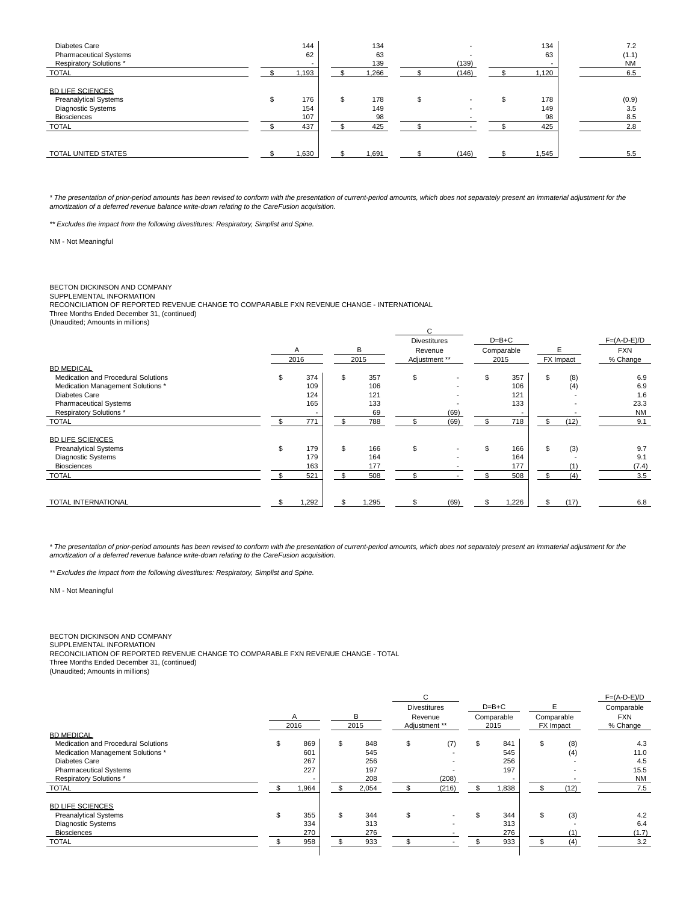| | | | | | | |
|---|---|---|---|---|---|---|
| Diabetes Care | 144 | 134 | - | 134 | | 7.2 |
| Pharmaceutical Systems | 62 | 63 | - | 63 | | (1.1) |
| Respiratory Solutions * | - | 139 | (139) | - | | NM |
| TOTAL | $ 1,193 | $ 1,266 | $ (146) | $ 1,120 | | 6.5 |
| | | | | | | |
| BD LIFE SCIENCES | | | | | | |
| Preanalytical Systems | $ 176 | $ 178 | $ - | $ 178 | | (0.9) |
| Diagnostic Systems | 154 | 149 | - | 149 | | 3.5 |
| Biosciences | 107 | 98 | - | 98 | | 8.5 |
| TOTAL | $ 437 | $ 425 | $ - | $ 425 | | 2.8 |
| | | | | | | |
| TOTAL UNITED STATES | $ 1,630 | $ 1,691 | $ (146) | $ 1,545 | | 5.5 |

*\* The presentation of prior-period amounts has been revised to conform with the presentation of current-period amounts, which does not separately present an immaterial adjustment for the amortization of a deferred revenue balance write-down relating to the CareFusion acquisition.*

*\*\* Excludes the impact from the following divestitures: Respiratory, Simplist and Spine.*

NM - Not Meaningful

BECTON DICKINSON AND COMPANY
SUPPLEMENTAL INFORMATION
RECONCILIATION OF REPORTED REVENUE CHANGE TO COMPARABLE FXN REVENUE CHANGE - INTERNATIONAL
Three Months Ended December 31, (continued)
(Unaudited; Amounts in millions)

| | A | B | C | D=B+C | E | F=(A-D-E)/D |
|---|---|---|---|---|---|---|
| | 2016 | 2015 | Divestitures Revenue Adjustment ** | Comparable 2015 | FX Impact | FXN % Change |
| BD MEDICAL | | | | | | |
| Medication and Procedural Solutions | $ 374 | $ 357 | $ - | $ 357 | $ (8) | 6.9 |
| Medication Management Solutions * | 109 | 106 | - | 106 | (4) | 6.9 |
| Diabetes Care | 124 | 121 | - | 121 | - | 1.6 |
| Pharmaceutical Systems | 165 | 133 | - | 133 | - | 23.3 |
| Respiratory Solutions * | - | 69 | (69) | - | - | NM |
| TOTAL | $ 771 | $ 788 | $ (69) | $ 718 | $ (12) | 9.1 |
| | | | | | | |
| BD LIFE SCIENCES | | | | | | |
| Preanalytical Systems | $ 179 | $ 166 | $ - | $ 166 | $ (3) | 9.7 |
| Diagnostic Systems | 179 | 164 | - | 164 | - | 9.1 |
| Biosciences | 163 | 177 | - | 177 | (1) | (7.4) |
| TOTAL | $ 521 | $ 508 | $ - | $ 508 | $ (4) | 3.5 |
| | | | | | | |
| TOTAL INTERNATIONAL | $ 1,292 | $ 1,295 | $ (69) | $ 1,226 | $ (17) | 6.8 |

*\* The presentation of prior-period amounts has been revised to conform with the presentation of current-period amounts, which does not separately present an immaterial adjustment for the amortization of a deferred revenue balance write-down relating to the CareFusion acquisition.*

*\*\* Excludes the impact from the following divestitures: Respiratory, Simplist and Spine.*

NM - Not Meaningful

BECTON DICKINSON AND COMPANY
SUPPLEMENTAL INFORMATION
RECONCILIATION OF REPORTED REVENUE CHANGE TO COMPARABLE FXN REVENUE CHANGE - TOTAL
Three Months Ended December 31, (continued)
(Unaudited; Amounts in millions)

| | A | B | C | D=B+C | E | F=(A-D-E)/D |
|---|---|---|---|---|---|---|
| | 2016 | 2015 | Divestitures Revenue Adjustment ** | Comparable 2015 | Comparable FX Impact | Comparable FXN % Change |
| BD MEDICAL | | | | | | |
| Medication and Procedural Solutions | $ 869 | $ 848 | $ (7) | $ 841 | $ (8) | 4.3 |
| Medication Management Solutions * | 601 | 545 | - | 545 | (4) | 11.0 |
| Diabetes Care | 267 | 256 | - | 256 | - | 4.5 |
| Pharmaceutical Systems | 227 | 197 | - | 197 | - | 15.5 |
| Respiratory Solutions * | - | 208 | (208) | - | - | NM |
| TOTAL | $ 1,964 | $ 2,054 | $ (216) | $ 1,838 | $ (12) | 7.5 |
| | | | | | | |
| BD LIFE SCIENCES | | | | | | |
| Preanalytical Systems | $ 355 | $ 344 | $ - | $ 344 | $ (3) | 4.2 |
| Diagnostic Systems | 334 | 313 | - | 313 | - | 6.4 |
| Biosciences | 270 | 276 | - | 276 | (1) | (1.7) |
| TOTAL | $ 958 | $ 933 | $ - | $ 933 | $ (4) | 3.2 |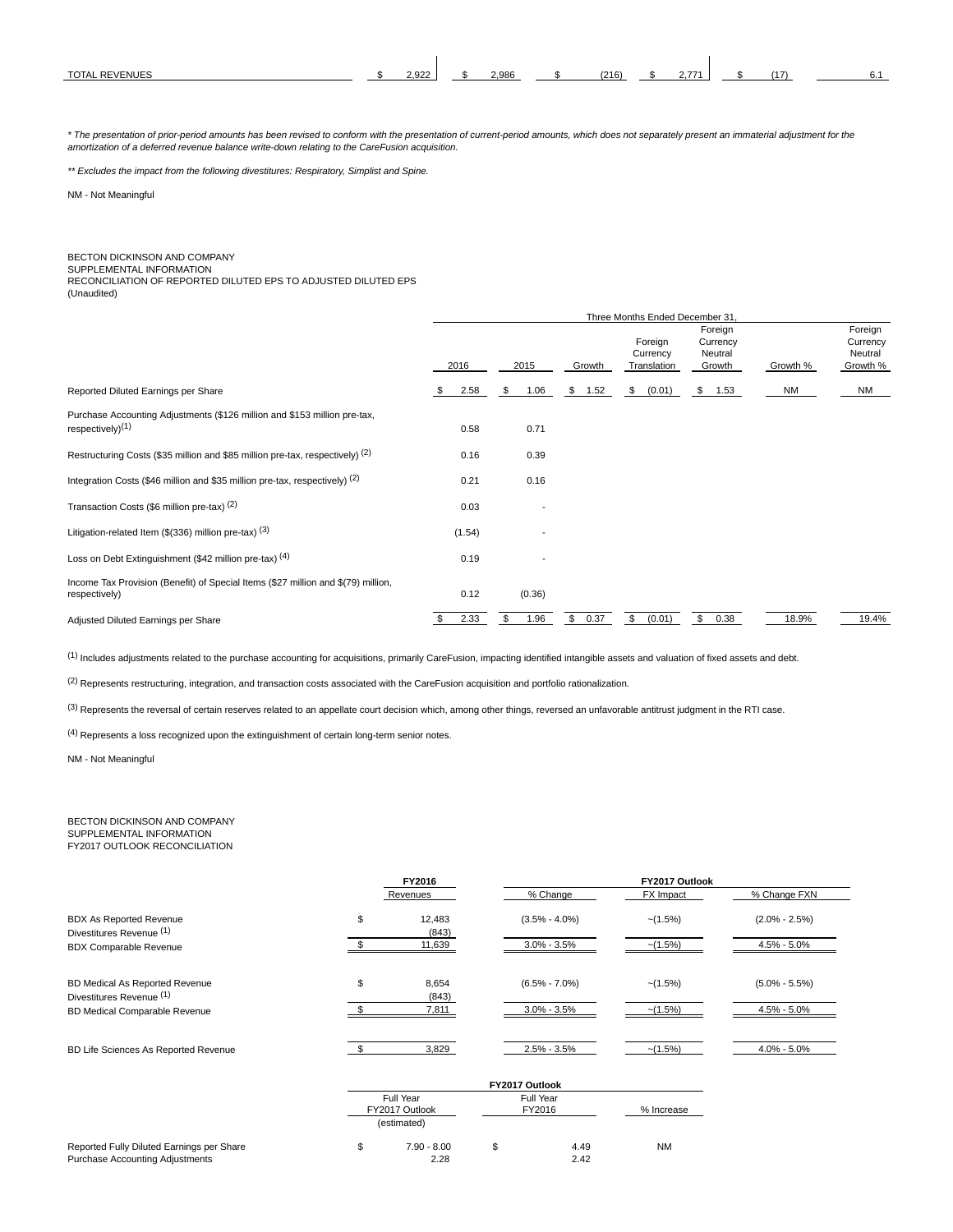| TOTAL REVENUES | $ 2,922 | $ 2,986 | $ (216) | $ 2,771 | $ (17) | 6.1 |
|---|---|---|---|---|---|---|

*\* The presentation of prior-period amounts has been revised to conform with the presentation of current-period amounts, which does not separately present an immaterial adjustment for the amortization of a deferred revenue balance write-down relating to the CareFusion acquisition.*

*\*\* Excludes the impact from the following divestitures: Respiratory, Simplist and Spine.*

NM - Not Meaningful

BECTON DICKINSON AND COMPANY
SUPPLEMENTAL INFORMATION
RECONCILIATION OF REPORTED DILUTED EPS TO ADJUSTED DILUTED EPS
(Unaudited)

| | Three Months Ended December 31, | | | | | | |
|---|---|---|---|---|---|---|---|
| | 2016 | 2015 | Growth | Foreign Currency Translation | Foreign Currency Neutral Growth | Growth % | Foreign Currency Neutral Growth % |
| Reported Diluted Earnings per Share | $ 2.58 | $ 1.06 | $ 1.52 | $ (0.01) | $ 1.53 | NM | NM |
| Purchase Accounting Adjustments ($126 million and $153 million pre-tax, respectively)(1) | 0.58 | 0.71 | | | | | |
| Restructuring Costs ($35 million and $85 million pre-tax, respectively) (2) | 0.16 | 0.39 | | | | | |
| Integration Costs ($46 million and $35 million pre-tax, respectively) (2) | 0.21 | 0.16 | | | | | |
| Transaction Costs ($6 million pre-tax) (2) | 0.03 | - | | | | | |
| Litigation-related Item ($(336) million pre-tax) (3) | (1.54) | - | | | | | |
| Loss on Debt Extinguishment ($42 million pre-tax) (4) | 0.19 | - | | | | | |
| Income Tax Provision (Benefit) of Special Items ($27 million and $(79) million, respectively) | 0.12 | (0.36) | | | | | |
| Adjusted Diluted Earnings per Share | $ 2.33 | $ 1.96 | $ 0.37 | $ (0.01) | $ 0.38 | 18.9% | 19.4% |

(1) Includes adjustments related to the purchase accounting for acquisitions, primarily CareFusion, impacting identified intangible assets and valuation of fixed assets and debt.

(2) Represents restructuring, integration, and transaction costs associated with the CareFusion acquisition and portfolio rationalization.

(3) Represents the reversal of certain reserves related to an appellate court decision which, among other things, reversed an unfavorable antitrust judgment in the RTI case.

(4) Represents a loss recognized upon the extinguishment of certain long-term senior notes.

NM - Not Meaningful

BECTON DICKINSON AND COMPANY
SUPPLEMENTAL INFORMATION
FY2017 OUTLOOK RECONCILIATION

| | FY2016 | FY2017 Outlook | | |
|---|---|---|---|---|
| | Revenues | % Change | FX Impact | % Change FXN |
| BDX As Reported Revenue | $ 12,483 | (3.5% - 4.0%) | ~(1.5%) | (2.0% - 2.5%) |
| Divestitures Revenue (1) | (843) | | | |
| BDX Comparable Revenue | $ 11,639 | 3.0% - 3.5% | ~(1.5%) | 4.5% - 5.0% |
| BD Medical As Reported Revenue | $ 8,654 | (6.5% - 7.0%) | ~(1.5%) | (5.0% - 5.5%) |
| Divestitures Revenue (1) | (843) | | | |
| BD Medical Comparable Revenue | $ 7,811 | 3.0% - 3.5% | ~(1.5%) | 4.5% - 5.0% |
| BD Life Sciences As Reported Revenue | $ 3,829 | 2.5% - 3.5% | ~(1.5%) | 4.0% - 5.0% |

| | FY2017 Outlook | | |
|---|---|---|---|
| | Full Year FY2017 Outlook (estimated) | Full Year FY2016 | % Increase |
| Reported Fully Diluted Earnings per Share | $ 7.90 - 8.00 | $ 4.49 | NM |
| Purchase Accounting Adjustments | 2.28 | 2.42 | |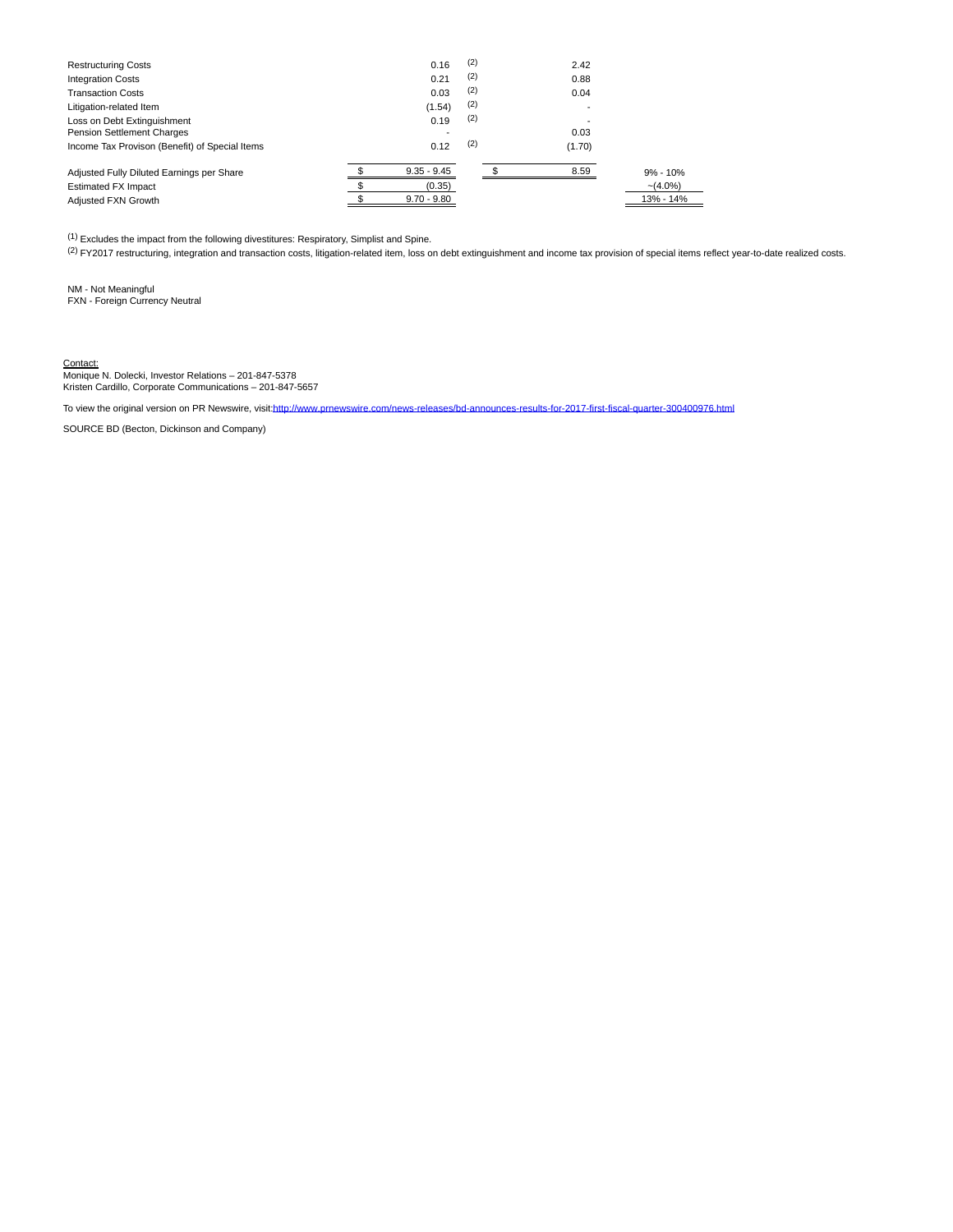| | | | | | |
|---|---|---|---|---|---|
| Restructuring Costs | | 0.16 | (2) | 2.42 | |
| Integration Costs | | 0.21 | (2) | 0.88 | |
| Transaction Costs | | 0.03 | (2) | 0.04 | |
| Litigation-related Item | | (1.54) | (2) | - | |
| Loss on Debt Extinguishment | | 0.19 | (2) | - | |
| Pension Settlement Charges | | - | | 0.03 | |
| Income Tax Provison (Benefit) of Special Items | | 0.12 | (2) | (1.70) | |
| Adjusted Fully Diluted Earnings per Share | $ | 9.35 - 9.45 | | $ 8.59 | 9% - 10% |
| Estimated FX Impact | $ | (0.35) | | | ~(4.0%) |
| Adjusted FXN Growth | $ | 9.70 - 9.80 | | | 13% - 14% |

(1) Excludes the impact from the following divestitures: Respiratory, Simplist and Spine.

(2) FY2017 restructuring, integration and transaction costs, litigation-related item, loss on debt extinguishment and income tax provision of special items reflect year-to-date realized costs.

NM - Not Meaningful
FXN - Foreign Currency Neutral

Contact:
Monique N. Dolecki, Investor Relations – 201-847-5378
Kristen Cardillo, Corporate Communications – 201-847-5657

To view the original version on PR Newswire, visit:http://www.prnewswire.com/news-releases/bd-announces-results-for-2017-first-fiscal-quarter-300400976.html

SOURCE BD (Becton, Dickinson and Company)